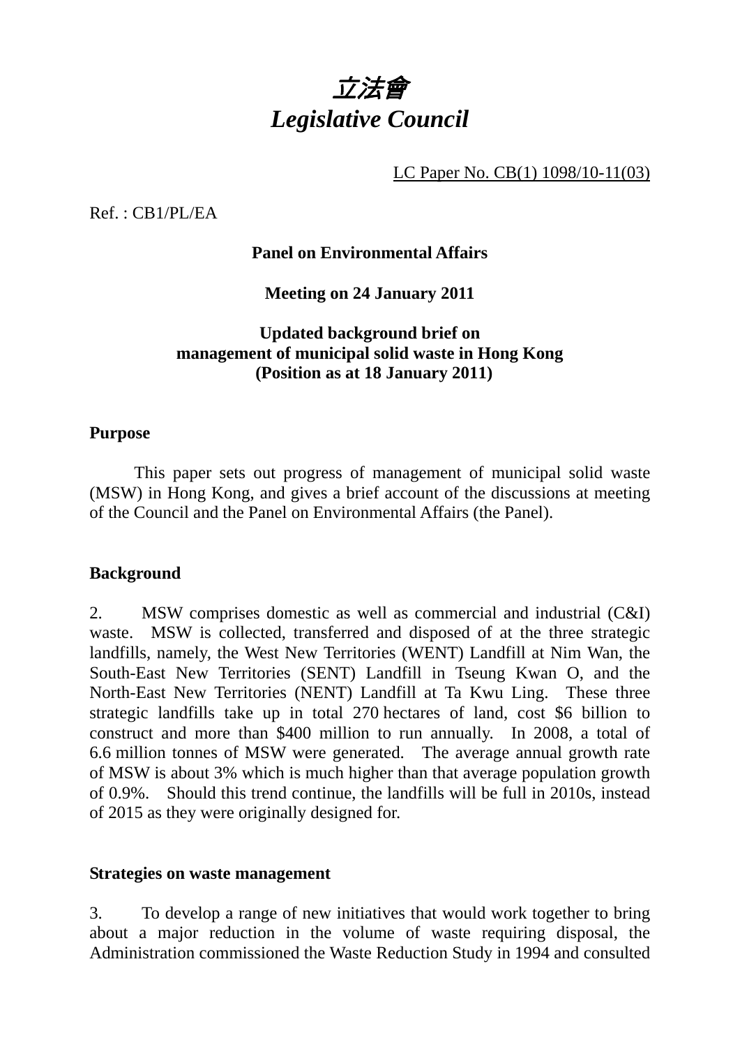# *立法會*
# *Legislative Council*

LC Paper No. CB(1) 1098/10-11(03)

Ref. : CB1/PL/EA

**Panel on Environmental Affairs**

**Meeting on 24 January 2011**

**Updated background brief on management of municipal solid waste in Hong Kong (Position as at 18 January 2011)**

## Purpose

This paper sets out progress of management of municipal solid waste (MSW) in Hong Kong, and gives a brief account of the discussions at meeting of the Council and the Panel on Environmental Affairs (the Panel).

## Background

2. MSW comprises domestic as well as commercial and industrial (C&I) waste. MSW is collected, transferred and disposed of at the three strategic landfills, namely, the West New Territories (WENT) Landfill at Nim Wan, the South-East New Territories (SENT) Landfill in Tseung Kwan O, and the North-East New Territories (NENT) Landfill at Ta Kwu Ling. These three strategic landfills take up in total 270 hectares of land, cost $6 billion to construct and more than $400 million to run annually. In 2008, a total of 6.6 million tonnes of MSW were generated. The average annual growth rate of MSW is about 3% which is much higher than that average population growth of 0.9%. Should this trend continue, the landfills will be full in 2010s, instead of 2015 as they were originally designed for.

## Strategies on waste management

3. To develop a range of new initiatives that would work together to bring about a major reduction in the volume of waste requiring disposal, the Administration commissioned the Waste Reduction Study in 1994 and consulted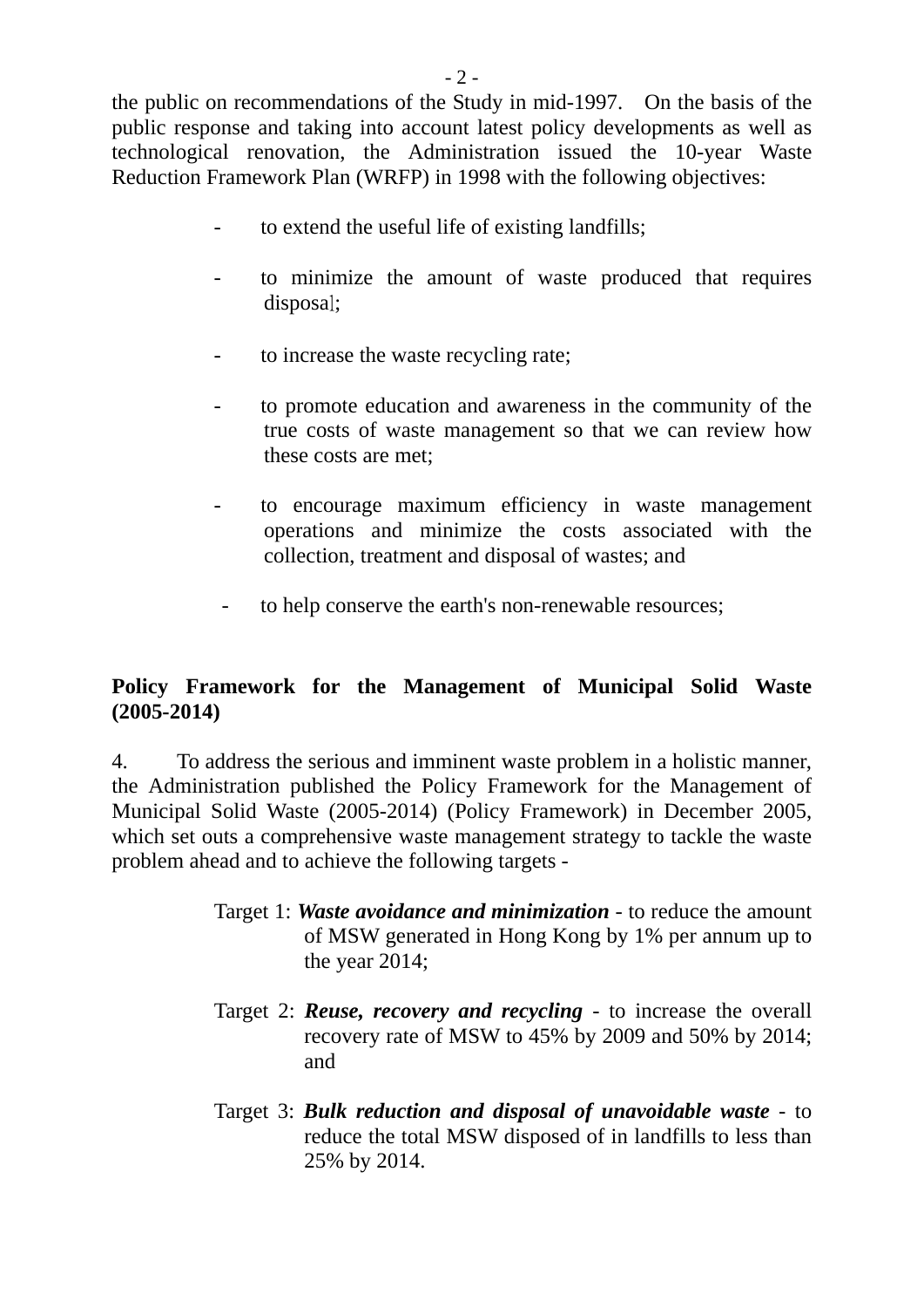the public on recommendations of the Study in mid-1997. On the basis of the public response and taking into account latest policy developments as well as technological renovation, the Administration issued the 10-year Waste Reduction Framework Plan (WRFP) in 1998 with the following objectives:

- to extend the useful life of existing landfills;
- to minimize the amount of waste produced that requires disposal;
- to increase the waste recycling rate;
- to promote education and awareness in the community of the true costs of waste management so that we can review how these costs are met;
- to encourage maximum efficiency in waste management operations and minimize the costs associated with the collection, treatment and disposal of wastes; and
- to help conserve the earth's non-renewable resources;

**Policy Framework for the Management of Municipal Solid Waste (2005-2014)**

4. To address the serious and imminent waste problem in a holistic manner, the Administration published the Policy Framework for the Management of Municipal Solid Waste (2005-2014) (Policy Framework) in December 2005, which set outs a comprehensive waste management strategy to tackle the waste problem ahead and to achieve the following targets -

Target 1: ***Waste avoidance and minimization*** - to reduce the amount of MSW generated in Hong Kong by 1% per annum up to the year 2014;

Target 2: ***Reuse, recovery and recycling*** - to increase the overall recovery rate of MSW to 45% by 2009 and 50% by 2014; and

Target 3: ***Bulk reduction and disposal of unavoidable waste*** - to reduce the total MSW disposed of in landfills to less than 25% by 2014.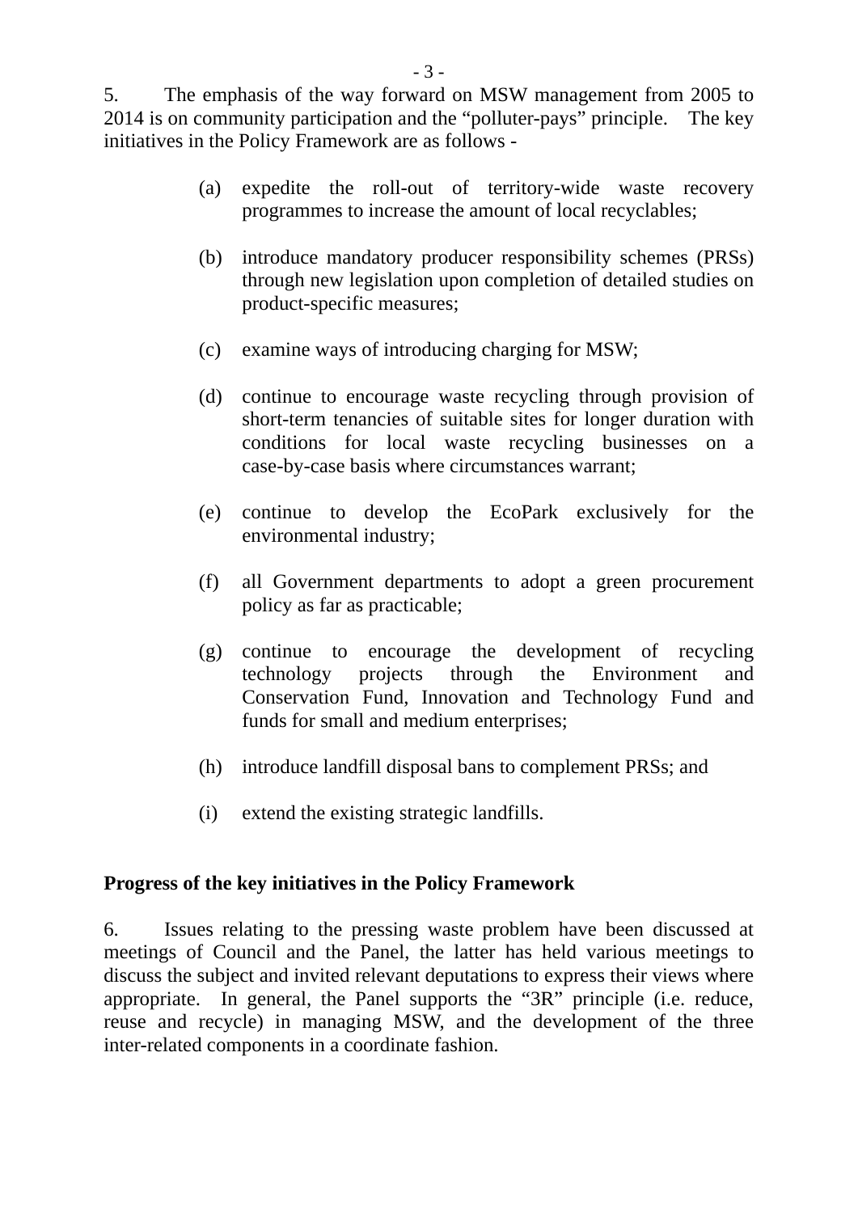5. The emphasis of the way forward on MSW management from 2005 to 2014 is on community participation and the "polluter-pays" principle. The key initiatives in the Policy Framework are as follows -

(a) expedite the roll-out of territory-wide waste recovery programmes to increase the amount of local recyclables;

(b) introduce mandatory producer responsibility schemes (PRSs) through new legislation upon completion of detailed studies on product-specific measures;

(c) examine ways of introducing charging for MSW;

(d) continue to encourage waste recycling through provision of short-term tenancies of suitable sites for longer duration with conditions for local waste recycling businesses on a case-by-case basis where circumstances warrant;

(e) continue to develop the EcoPark exclusively for the environmental industry;

(f) all Government departments to adopt a green procurement policy as far as practicable;

(g) continue to encourage the development of recycling technology projects through the Environment and Conservation Fund, Innovation and Technology Fund and funds for small and medium enterprises;

(h) introduce landfill disposal bans to complement PRSs; and

(i) extend the existing strategic landfills.

**Progress of the key initiatives in the Policy Framework**

6. Issues relating to the pressing waste problem have been discussed at meetings of Council and the Panel, the latter has held various meetings to discuss the subject and invited relevant deputations to express their views where appropriate. In general, the Panel supports the "3R" principle (i.e. reduce, reuse and recycle) in managing MSW, and the development of the three inter-related components in a coordinate fashion.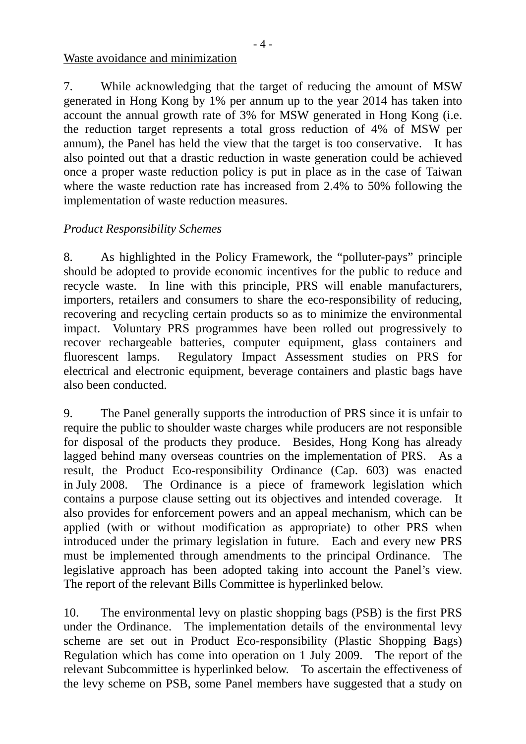Waste avoidance and minimization

7. While acknowledging that the target of reducing the amount of MSW generated in Hong Kong by 1% per annum up to the year 2014 has taken into account the annual growth rate of 3% for MSW generated in Hong Kong (i.e. the reduction target represents a total gross reduction of 4% of MSW per annum), the Panel has held the view that the target is too conservative. It has also pointed out that a drastic reduction in waste generation could be achieved once a proper waste reduction policy is put in place as in the case of Taiwan where the waste reduction rate has increased from 2.4% to 50% following the implementation of waste reduction measures.

*Product Responsibility Schemes*

8. As highlighted in the Policy Framework, the "polluter-pays" principle should be adopted to provide economic incentives for the public to reduce and recycle waste. In line with this principle, PRS will enable manufacturers, importers, retailers and consumers to share the eco-responsibility of reducing, recovering and recycling certain products so as to minimize the environmental impact. Voluntary PRS programmes have been rolled out progressively to recover rechargeable batteries, computer equipment, glass containers and fluorescent lamps. Regulatory Impact Assessment studies on PRS for electrical and electronic equipment, beverage containers and plastic bags have also been conducted.

9. The Panel generally supports the introduction of PRS since it is unfair to require the public to shoulder waste charges while producers are not responsible for disposal of the products they produce. Besides, Hong Kong has already lagged behind many overseas countries on the implementation of PRS. As a result, the Product Eco-responsibility Ordinance (Cap. 603) was enacted in July 2008. The Ordinance is a piece of framework legislation which contains a purpose clause setting out its objectives and intended coverage. It also provides for enforcement powers and an appeal mechanism, which can be applied (with or without modification as appropriate) to other PRS when introduced under the primary legislation in future. Each and every new PRS must be implemented through amendments to the principal Ordinance. The legislative approach has been adopted taking into account the Panel's view. The report of the relevant Bills Committee is hyperlinked below.

10. The environmental levy on plastic shopping bags (PSB) is the first PRS under the Ordinance. The implementation details of the environmental levy scheme are set out in Product Eco-responsibility (Plastic Shopping Bags) Regulation which has come into operation on 1 July 2009. The report of the relevant Subcommittee is hyperlinked below. To ascertain the effectiveness of the levy scheme on PSB, some Panel members have suggested that a study on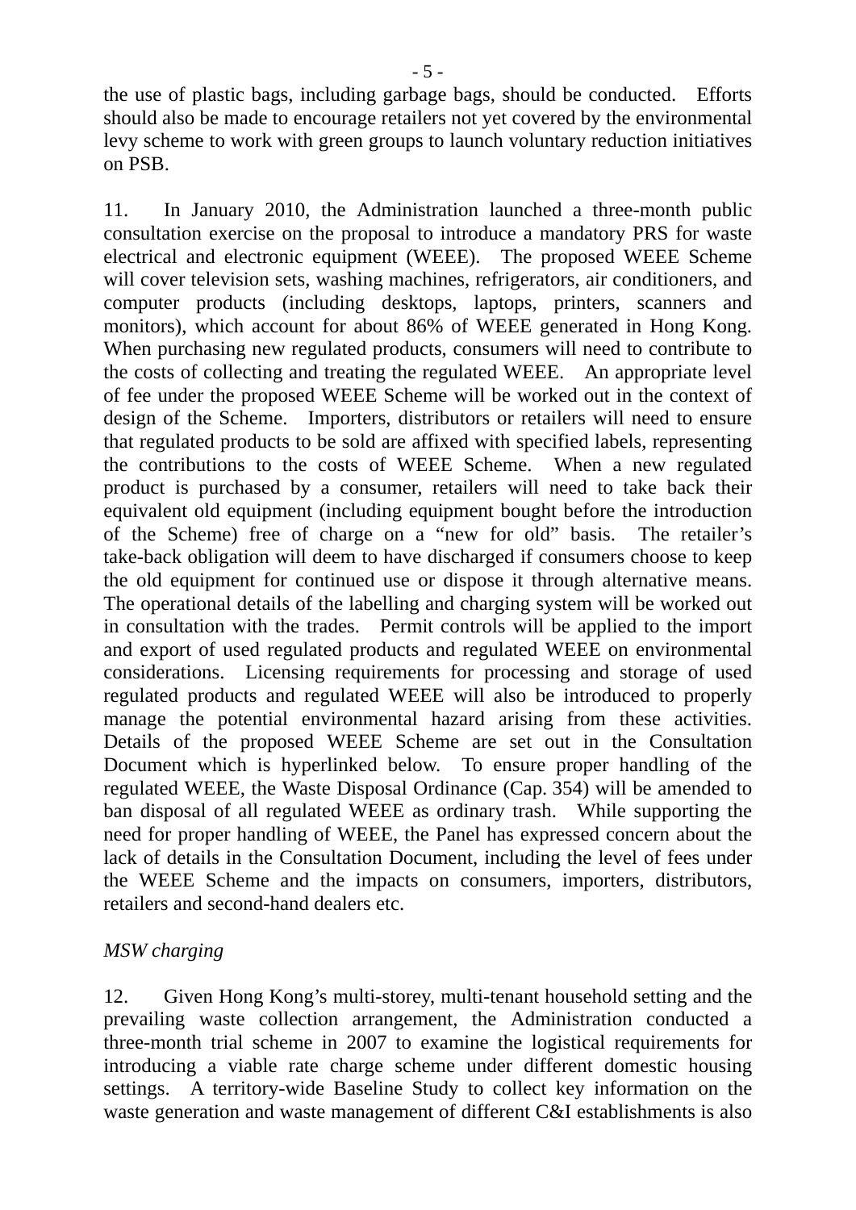the use of plastic bags, including garbage bags, should be conducted. Efforts should also be made to encourage retailers not yet covered by the environmental levy scheme to work with green groups to launch voluntary reduction initiatives on PSB.

11. In January 2010, the Administration launched a three-month public consultation exercise on the proposal to introduce a mandatory PRS for waste electrical and electronic equipment (WEEE). The proposed WEEE Scheme will cover television sets, washing machines, refrigerators, air conditioners, and computer products (including desktops, laptops, printers, scanners and monitors), which account for about 86% of WEEE generated in Hong Kong. When purchasing new regulated products, consumers will need to contribute to the costs of collecting and treating the regulated WEEE. An appropriate level of fee under the proposed WEEE Scheme will be worked out in the context of design of the Scheme. Importers, distributors or retailers will need to ensure that regulated products to be sold are affixed with specified labels, representing the contributions to the costs of WEEE Scheme. When a new regulated product is purchased by a consumer, retailers will need to take back their equivalent old equipment (including equipment bought before the introduction of the Scheme) free of charge on a "new for old" basis. The retailer's take-back obligation will deem to have discharged if consumers choose to keep the old equipment for continued use or dispose it through alternative means. The operational details of the labelling and charging system will be worked out in consultation with the trades. Permit controls will be applied to the import and export of used regulated products and regulated WEEE on environmental considerations. Licensing requirements for processing and storage of used regulated products and regulated WEEE will also be introduced to properly manage the potential environmental hazard arising from these activities. Details of the proposed WEEE Scheme are set out in the Consultation Document which is hyperlinked below. To ensure proper handling of the regulated WEEE, the Waste Disposal Ordinance (Cap. 354) will be amended to ban disposal of all regulated WEEE as ordinary trash. While supporting the need for proper handling of WEEE, the Panel has expressed concern about the lack of details in the Consultation Document, including the level of fees under the WEEE Scheme and the impacts on consumers, importers, distributors, retailers and second-hand dealers etc.

*MSW charging*

12. Given Hong Kong's multi-storey, multi-tenant household setting and the prevailing waste collection arrangement, the Administration conducted a three-month trial scheme in 2007 to examine the logistical requirements for introducing a viable rate charge scheme under different domestic housing settings. A territory-wide Baseline Study to collect key information on the waste generation and waste management of different C&I establishments is also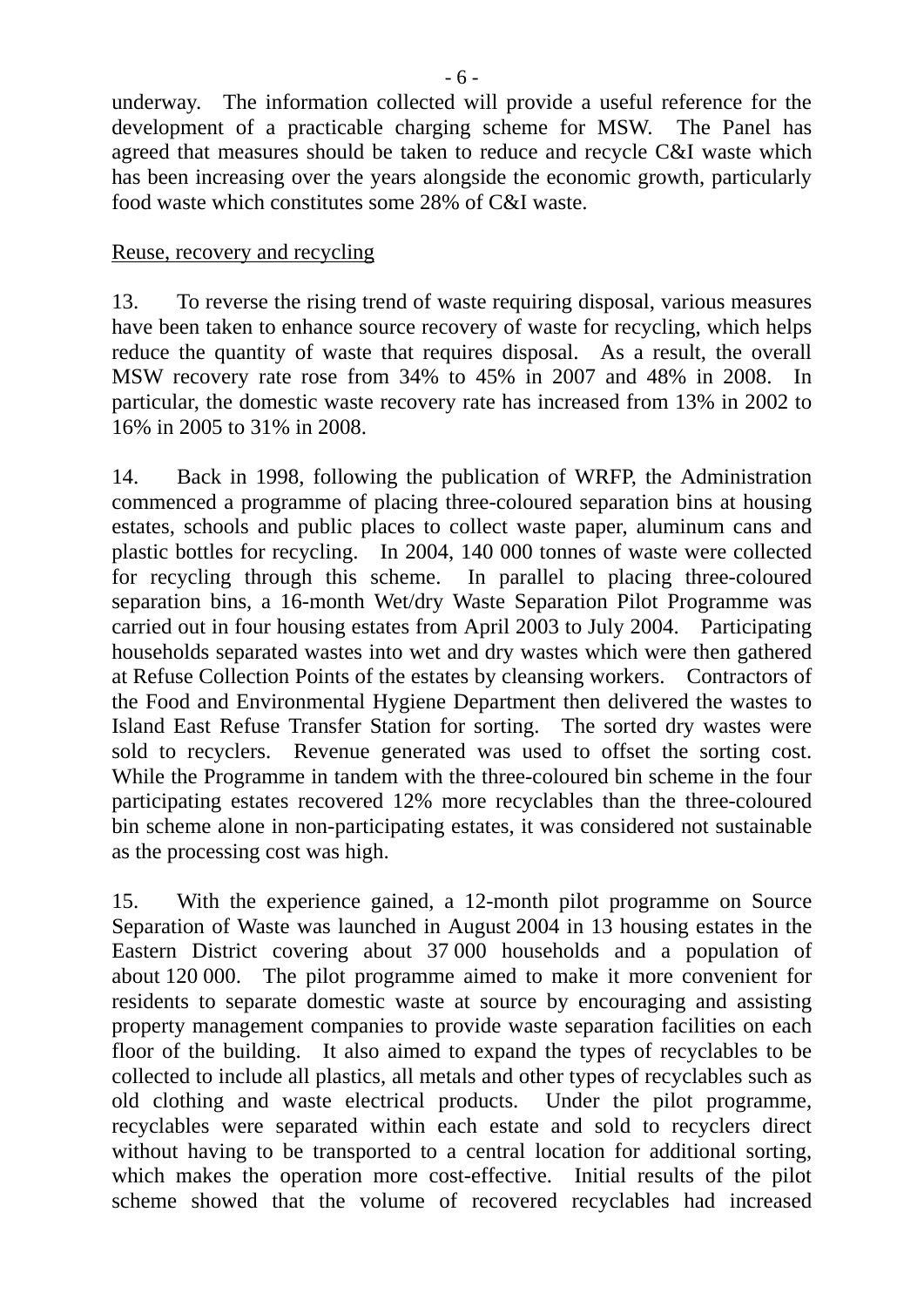underway. The information collected will provide a useful reference for the development of a practicable charging scheme for MSW. The Panel has agreed that measures should be taken to reduce and recycle C&I waste which has been increasing over the years alongside the economic growth, particularly food waste which constitutes some 28% of C&I waste.

<u>Reuse, recovery and recycling</u>

13. To reverse the rising trend of waste requiring disposal, various measures have been taken to enhance source recovery of waste for recycling, which helps reduce the quantity of waste that requires disposal. As a result, the overall MSW recovery rate rose from 34% to 45% in 2007 and 48% in 2008. In particular, the domestic waste recovery rate has increased from 13% in 2002 to 16% in 2005 to 31% in 2008.

14. Back in 1998, following the publication of WRFP, the Administration commenced a programme of placing three-coloured separation bins at housing estates, schools and public places to collect waste paper, aluminum cans and plastic bottles for recycling. In 2004, 140 000 tonnes of waste were collected for recycling through this scheme. In parallel to placing three-coloured separation bins, a 16-month Wet/dry Waste Separation Pilot Programme was carried out in four housing estates from April 2003 to July 2004. Participating households separated wastes into wet and dry wastes which were then gathered at Refuse Collection Points of the estates by cleansing workers. Contractors of the Food and Environmental Hygiene Department then delivered the wastes to Island East Refuse Transfer Station for sorting. The sorted dry wastes were sold to recyclers. Revenue generated was used to offset the sorting cost. While the Programme in tandem with the three-coloured bin scheme in the four participating estates recovered 12% more recyclables than the three-coloured bin scheme alone in non-participating estates, it was considered not sustainable as the processing cost was high.

15. With the experience gained, a 12-month pilot programme on Source Separation of Waste was launched in August 2004 in 13 housing estates in the Eastern District covering about 37 000 households and a population of about 120 000. The pilot programme aimed to make it more convenient for residents to separate domestic waste at source by encouraging and assisting property management companies to provide waste separation facilities on each floor of the building. It also aimed to expand the types of recyclables to be collected to include all plastics, all metals and other types of recyclables such as old clothing and waste electrical products. Under the pilot programme, recyclables were separated within each estate and sold to recyclers direct without having to be transported to a central location for additional sorting, which makes the operation more cost-effective. Initial results of the pilot scheme showed that the volume of recovered recyclables had increased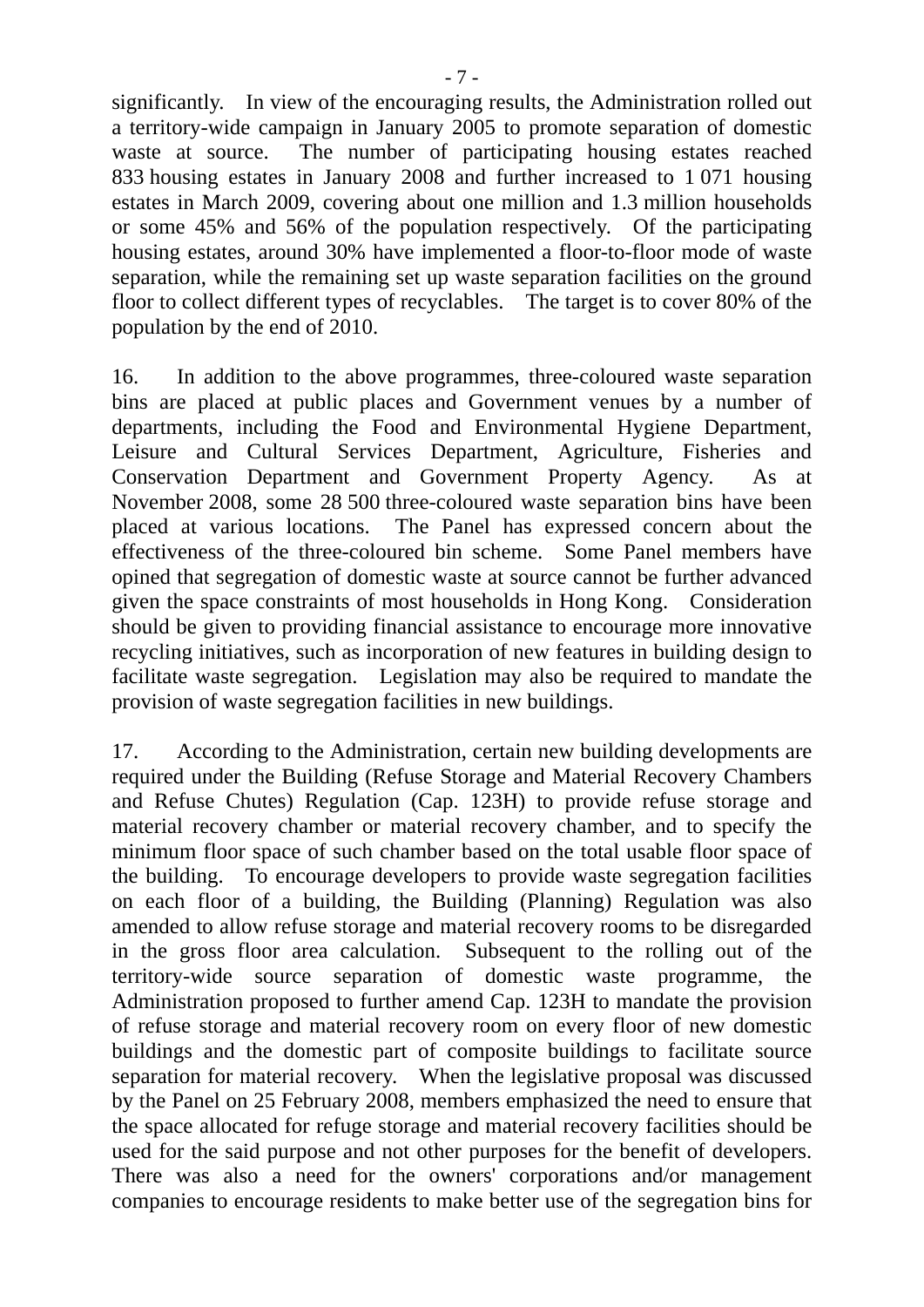significantly. In view of the encouraging results, the Administration rolled out a territory-wide campaign in January 2005 to promote separation of domestic waste at source. The number of participating housing estates reached 833 housing estates in January 2008 and further increased to 1 071 housing estates in March 2009, covering about one million and 1.3 million households or some 45% and 56% of the population respectively. Of the participating housing estates, around 30% have implemented a floor-to-floor mode of waste separation, while the remaining set up waste separation facilities on the ground floor to collect different types of recyclables. The target is to cover 80% of the population by the end of 2010.

16. In addition to the above programmes, three-coloured waste separation bins are placed at public places and Government venues by a number of departments, including the Food and Environmental Hygiene Department, Leisure and Cultural Services Department, Agriculture, Fisheries and Conservation Department and Government Property Agency. As at November 2008, some 28 500 three-coloured waste separation bins have been placed at various locations. The Panel has expressed concern about the effectiveness of the three-coloured bin scheme. Some Panel members have opined that segregation of domestic waste at source cannot be further advanced given the space constraints of most households in Hong Kong. Consideration should be given to providing financial assistance to encourage more innovative recycling initiatives, such as incorporation of new features in building design to facilitate waste segregation. Legislation may also be required to mandate the provision of waste segregation facilities in new buildings.

17. According to the Administration, certain new building developments are required under the Building (Refuse Storage and Material Recovery Chambers and Refuse Chutes) Regulation (Cap. 123H) to provide refuse storage and material recovery chamber or material recovery chamber, and to specify the minimum floor space of such chamber based on the total usable floor space of the building. To encourage developers to provide waste segregation facilities on each floor of a building, the Building (Planning) Regulation was also amended to allow refuse storage and material recovery rooms to be disregarded in the gross floor area calculation. Subsequent to the rolling out of the territory-wide source separation of domestic waste programme, the Administration proposed to further amend Cap. 123H to mandate the provision of refuse storage and material recovery room on every floor of new domestic buildings and the domestic part of composite buildings to facilitate source separation for material recovery. When the legislative proposal was discussed by the Panel on 25 February 2008, members emphasized the need to ensure that the space allocated for refuge storage and material recovery facilities should be used for the said purpose and not other purposes for the benefit of developers. There was also a need for the owners' corporations and/or management companies to encourage residents to make better use of the segregation bins for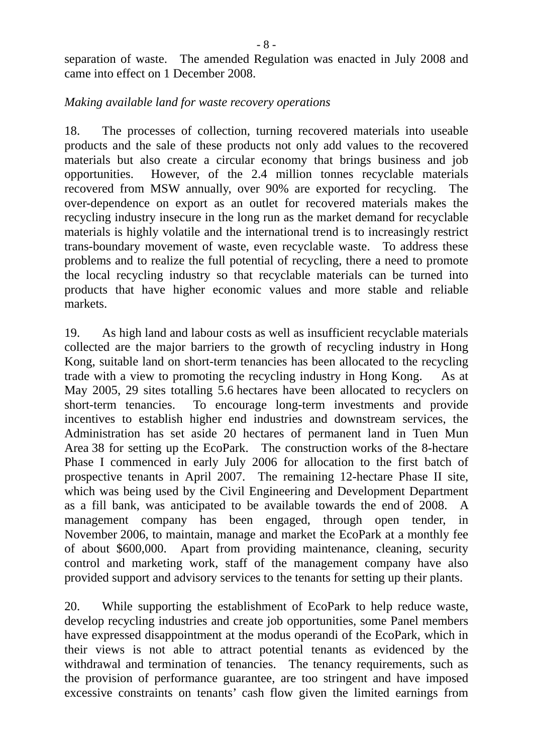separation of waste. The amended Regulation was enacted in July 2008 and came into effect on 1 December 2008.

*Making available land for waste recovery operations*

18. The processes of collection, turning recovered materials into useable products and the sale of these products not only add values to the recovered materials but also create a circular economy that brings business and job opportunities. However, of the 2.4 million tonnes recyclable materials recovered from MSW annually, over 90% are exported for recycling. The over-dependence on export as an outlet for recovered materials makes the recycling industry insecure in the long run as the market demand for recyclable materials is highly volatile and the international trend is to increasingly restrict trans-boundary movement of waste, even recyclable waste. To address these problems and to realize the full potential of recycling, there a need to promote the local recycling industry so that recyclable materials can be turned into products that have higher economic values and more stable and reliable markets.

19. As high land and labour costs as well as insufficient recyclable materials collected are the major barriers to the growth of recycling industry in Hong Kong, suitable land on short-term tenancies has been allocated to the recycling trade with a view to promoting the recycling industry in Hong Kong. As at May 2005, 29 sites totalling 5.6 hectares have been allocated to recyclers on short-term tenancies. To encourage long-term investments and provide incentives to establish higher end industries and downstream services, the Administration has set aside 20 hectares of permanent land in Tuen Mun Area 38 for setting up the EcoPark. The construction works of the 8-hectare Phase I commenced in early July 2006 for allocation to the first batch of prospective tenants in April 2007. The remaining 12-hectare Phase II site, which was being used by the Civil Engineering and Development Department as a fill bank, was anticipated to be available towards the end of 2008. A management company has been engaged, through open tender, in November 2006, to maintain, manage and market the EcoPark at a monthly fee of about $600,000. Apart from providing maintenance, cleaning, security control and marketing work, staff of the management company have also provided support and advisory services to the tenants for setting up their plants.

20. While supporting the establishment of EcoPark to help reduce waste, develop recycling industries and create job opportunities, some Panel members have expressed disappointment at the modus operandi of the EcoPark, which in their views is not able to attract potential tenants as evidenced by the withdrawal and termination of tenancies. The tenancy requirements, such as the provision of performance guarantee, are too stringent and have imposed excessive constraints on tenants' cash flow given the limited earnings from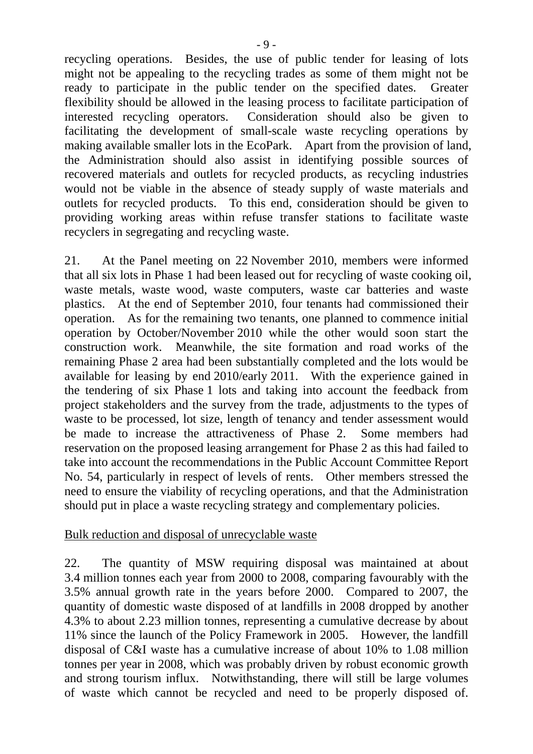recycling operations. Besides, the use of public tender for leasing of lots might not be appealing to the recycling trades as some of them might not be ready to participate in the public tender on the specified dates. Greater flexibility should be allowed in the leasing process to facilitate participation of interested recycling operators. Consideration should also be given to facilitating the development of small-scale waste recycling operations by making available smaller lots in the EcoPark. Apart from the provision of land, the Administration should also assist in identifying possible sources of recovered materials and outlets for recycled products, as recycling industries would not be viable in the absence of steady supply of waste materials and outlets for recycled products. To this end, consideration should be given to providing working areas within refuse transfer stations to facilitate waste recyclers in segregating and recycling waste.

21. At the Panel meeting on 22 November 2010, members were informed that all six lots in Phase 1 had been leased out for recycling of waste cooking oil, waste metals, waste wood, waste computers, waste car batteries and waste plastics. At the end of September 2010, four tenants had commissioned their operation. As for the remaining two tenants, one planned to commence initial operation by October/November 2010 while the other would soon start the construction work. Meanwhile, the site formation and road works of the remaining Phase 2 area had been substantially completed and the lots would be available for leasing by end 2010/early 2011. With the experience gained in the tendering of six Phase 1 lots and taking into account the feedback from project stakeholders and the survey from the trade, adjustments to the types of waste to be processed, lot size, length of tenancy and tender assessment would be made to increase the attractiveness of Phase 2. Some members had reservation on the proposed leasing arrangement for Phase 2 as this had failed to take into account the recommendations in the Public Account Committee Report No. 54, particularly in respect of levels of rents. Other members stressed the need to ensure the viability of recycling operations, and that the Administration should put in place a waste recycling strategy and complementary policies.

<u>Bulk reduction and disposal of unrecyclable waste</u>

22. The quantity of MSW requiring disposal was maintained at about 3.4 million tonnes each year from 2000 to 2008, comparing favourably with the 3.5% annual growth rate in the years before 2000. Compared to 2007, the quantity of domestic waste disposed of at landfills in 2008 dropped by another 4.3% to about 2.23 million tonnes, representing a cumulative decrease by about 11% since the launch of the Policy Framework in 2005. However, the landfill disposal of C&I waste has a cumulative increase of about 10% to 1.08 million tonnes per year in 2008, which was probably driven by robust economic growth and strong tourism influx. Notwithstanding, there will still be large volumes of waste which cannot be recycled and need to be properly disposed of.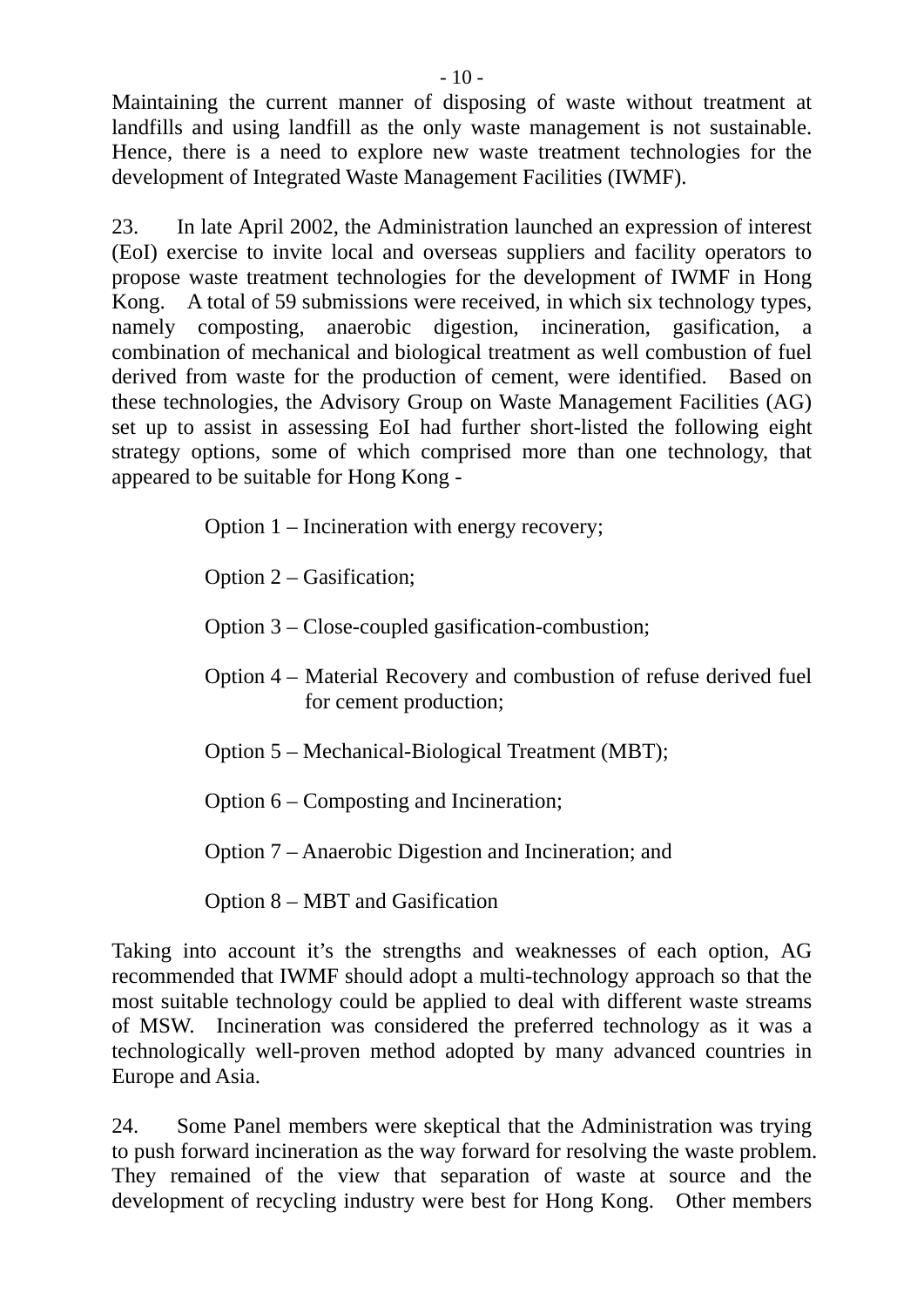Maintaining the current manner of disposing of waste without treatment at landfills and using landfill as the only waste management is not sustainable. Hence, there is a need to explore new waste treatment technologies for the development of Integrated Waste Management Facilities (IWMF).

23. In late April 2002, the Administration launched an expression of interest (EoI) exercise to invite local and overseas suppliers and facility operators to propose waste treatment technologies for the development of IWMF in Hong Kong. A total of 59 submissions were received, in which six technology types, namely composting, anaerobic digestion, incineration, gasification, a combination of mechanical and biological treatment as well combustion of fuel derived from waste for the production of cement, were identified. Based on these technologies, the Advisory Group on Waste Management Facilities (AG) set up to assist in assessing EoI had further short-listed the following eight strategy options, some of which comprised more than one technology, that appeared to be suitable for Hong Kong -

Option 1 – Incineration with energy recovery;

Option 2 – Gasification;

Option 3 – Close-coupled gasification-combustion;

Option 4 – Material Recovery and combustion of refuse derived fuel for cement production;

Option 5 – Mechanical-Biological Treatment (MBT);

Option 6 – Composting and Incineration;

Option 7 – Anaerobic Digestion and Incineration; and

Option 8 – MBT and Gasification

Taking into account it's the strengths and weaknesses of each option, AG recommended that IWMF should adopt a multi-technology approach so that the most suitable technology could be applied to deal with different waste streams of MSW. Incineration was considered the preferred technology as it was a technologically well-proven method adopted by many advanced countries in Europe and Asia.

24. Some Panel members were skeptical that the Administration was trying to push forward incineration as the way forward for resolving the waste problem. They remained of the view that separation of waste at source and the development of recycling industry were best for Hong Kong. Other members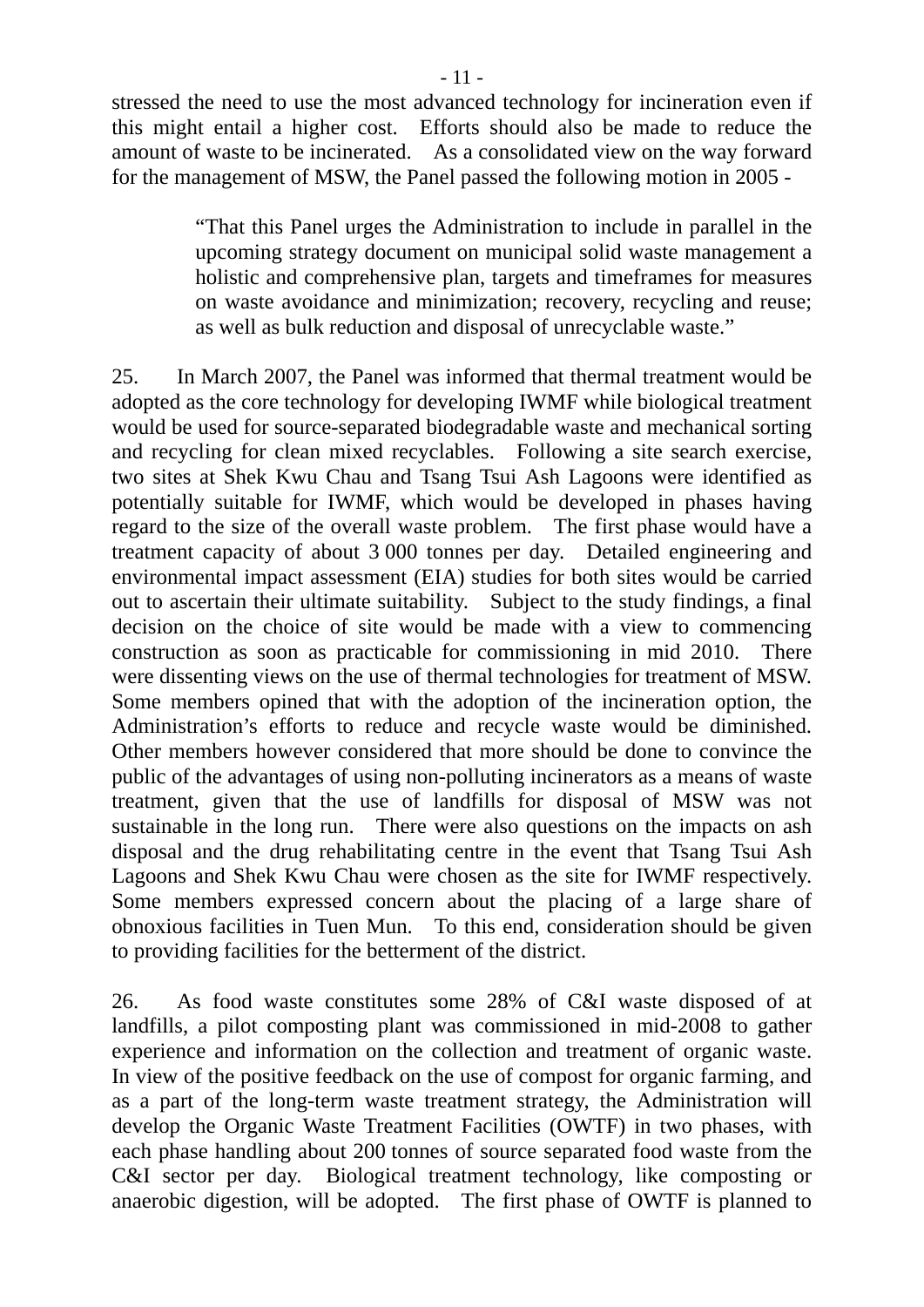stressed the need to use the most advanced technology for incineration even if this might entail a higher cost. Efforts should also be made to reduce the amount of waste to be incinerated. As a consolidated view on the way forward for the management of MSW, the Panel passed the following motion in 2005 -

> "That this Panel urges the Administration to include in parallel in the upcoming strategy document on municipal solid waste management a holistic and comprehensive plan, targets and timeframes for measures on waste avoidance and minimization; recovery, recycling and reuse; as well as bulk reduction and disposal of unrecyclable waste."

25. In March 2007, the Panel was informed that thermal treatment would be adopted as the core technology for developing IWMF while biological treatment would be used for source-separated biodegradable waste and mechanical sorting and recycling for clean mixed recyclables. Following a site search exercise, two sites at Shek Kwu Chau and Tsang Tsui Ash Lagoons were identified as potentially suitable for IWMF, which would be developed in phases having regard to the size of the overall waste problem. The first phase would have a treatment capacity of about 3 000 tonnes per day. Detailed engineering and environmental impact assessment (EIA) studies for both sites would be carried out to ascertain their ultimate suitability. Subject to the study findings, a final decision on the choice of site would be made with a view to commencing construction as soon as practicable for commissioning in mid 2010. There were dissenting views on the use of thermal technologies for treatment of MSW. Some members opined that with the adoption of the incineration option, the Administration's efforts to reduce and recycle waste would be diminished. Other members however considered that more should be done to convince the public of the advantages of using non-polluting incinerators as a means of waste treatment, given that the use of landfills for disposal of MSW was not sustainable in the long run. There were also questions on the impacts on ash disposal and the drug rehabilitating centre in the event that Tsang Tsui Ash Lagoons and Shek Kwu Chau were chosen as the site for IWMF respectively. Some members expressed concern about the placing of a large share of obnoxious facilities in Tuen Mun. To this end, consideration should be given to providing facilities for the betterment of the district.

26. As food waste constitutes some 28% of C&I waste disposed of at landfills, a pilot composting plant was commissioned in mid-2008 to gather experience and information on the collection and treatment of organic waste. In view of the positive feedback on the use of compost for organic farming, and as a part of the long-term waste treatment strategy, the Administration will develop the Organic Waste Treatment Facilities (OWTF) in two phases, with each phase handling about 200 tonnes of source separated food waste from the C&I sector per day. Biological treatment technology, like composting or anaerobic digestion, will be adopted. The first phase of OWTF is planned to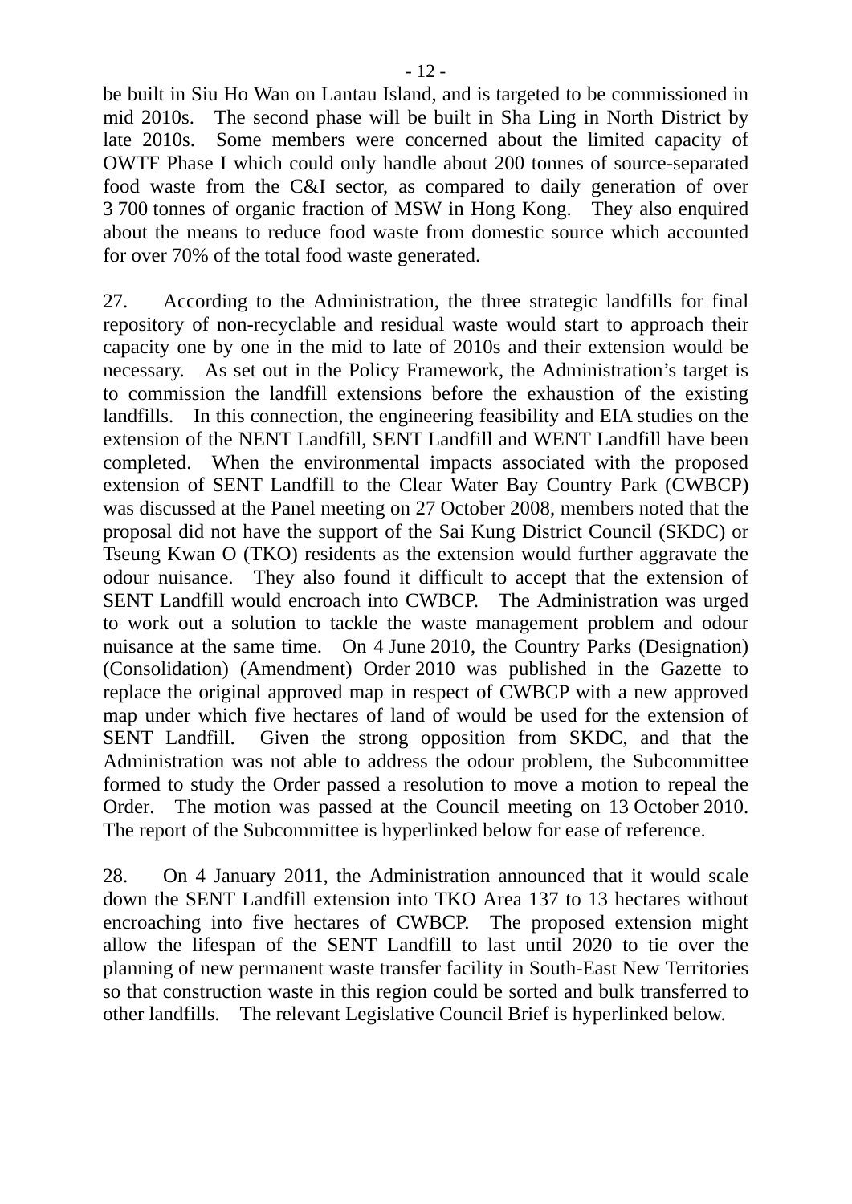be built in Siu Ho Wan on Lantau Island, and is targeted to be commissioned in mid 2010s. The second phase will be built in Sha Ling in North District by late 2010s. Some members were concerned about the limited capacity of OWTF Phase I which could only handle about 200 tonnes of source-separated food waste from the C&I sector, as compared to daily generation of over 3 700 tonnes of organic fraction of MSW in Hong Kong. They also enquired about the means to reduce food waste from domestic source which accounted for over 70% of the total food waste generated.

27. According to the Administration, the three strategic landfills for final repository of non-recyclable and residual waste would start to approach their capacity one by one in the mid to late of 2010s and their extension would be necessary. As set out in the Policy Framework, the Administration's target is to commission the landfill extensions before the exhaustion of the existing landfills. In this connection, the engineering feasibility and EIA studies on the extension of the NENT Landfill, SENT Landfill and WENT Landfill have been completed. When the environmental impacts associated with the proposed extension of SENT Landfill to the Clear Water Bay Country Park (CWBCP) was discussed at the Panel meeting on 27 October 2008, members noted that the proposal did not have the support of the Sai Kung District Council (SKDC) or Tseung Kwan O (TKO) residents as the extension would further aggravate the odour nuisance. They also found it difficult to accept that the extension of SENT Landfill would encroach into CWBCP. The Administration was urged to work out a solution to tackle the waste management problem and odour nuisance at the same time. On 4 June 2010, the Country Parks (Designation) (Consolidation) (Amendment) Order 2010 was published in the Gazette to replace the original approved map in respect of CWBCP with a new approved map under which five hectares of land of would be used for the extension of SENT Landfill. Given the strong opposition from SKDC, and that the Administration was not able to address the odour problem, the Subcommittee formed to study the Order passed a resolution to move a motion to repeal the Order. The motion was passed at the Council meeting on 13 October 2010. The report of the Subcommittee is hyperlinked below for ease of reference.

28. On 4 January 2011, the Administration announced that it would scale down the SENT Landfill extension into TKO Area 137 to 13 hectares without encroaching into five hectares of CWBCP. The proposed extension might allow the lifespan of the SENT Landfill to last until 2020 to tie over the planning of new permanent waste transfer facility in South-East New Territories so that construction waste in this region could be sorted and bulk transferred to other landfills. The relevant Legislative Council Brief is hyperlinked below.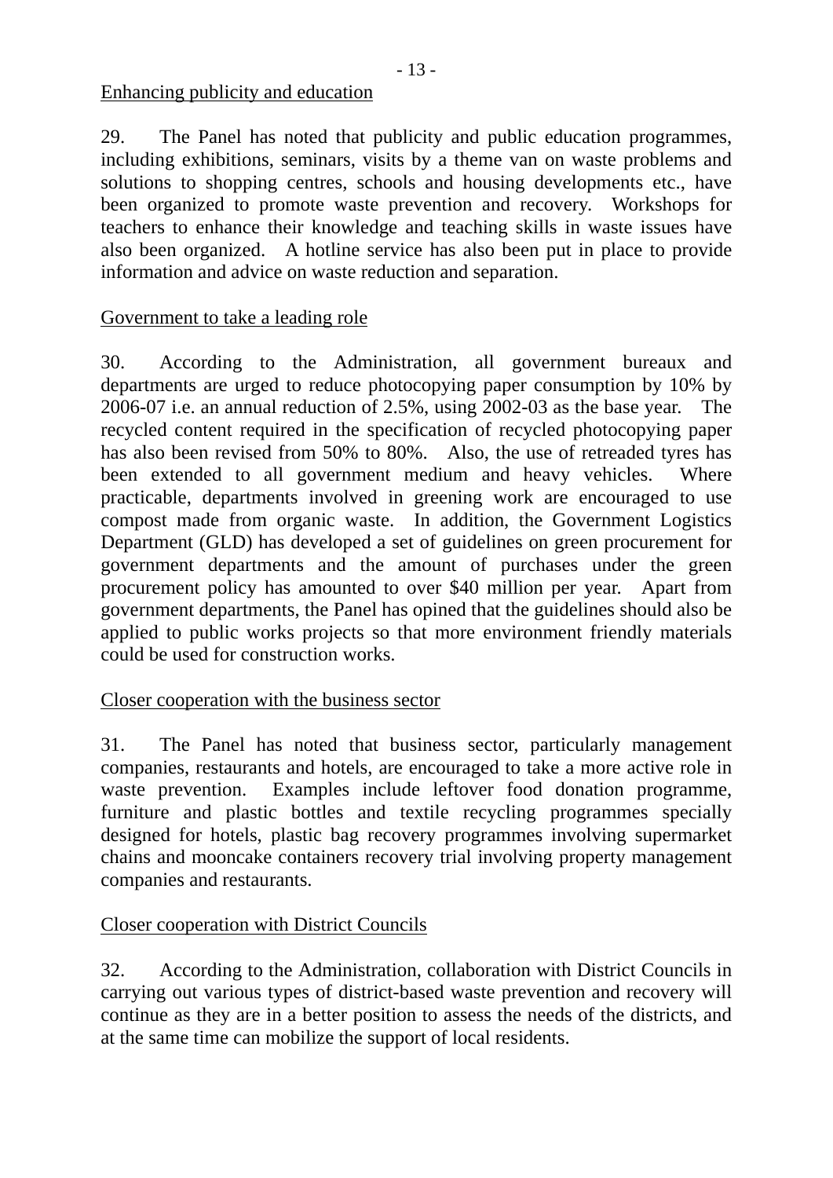Enhancing publicity and education

29. The Panel has noted that publicity and public education programmes, including exhibitions, seminars, visits by a theme van on waste problems and solutions to shopping centres, schools and housing developments etc., have been organized to promote waste prevention and recovery. Workshops for teachers to enhance their knowledge and teaching skills in waste issues have also been organized. A hotline service has also been put in place to provide information and advice on waste reduction and separation.

Government to take a leading role

30. According to the Administration, all government bureaux and departments are urged to reduce photocopying paper consumption by 10% by 2006-07 i.e. an annual reduction of 2.5%, using 2002-03 as the base year. The recycled content required in the specification of recycled photocopying paper has also been revised from 50% to 80%. Also, the use of retreaded tyres has been extended to all government medium and heavy vehicles. Where practicable, departments involved in greening work are encouraged to use compost made from organic waste. In addition, the Government Logistics Department (GLD) has developed a set of guidelines on green procurement for government departments and the amount of purchases under the green procurement policy has amounted to over $40 million per year. Apart from government departments, the Panel has opined that the guidelines should also be applied to public works projects so that more environment friendly materials could be used for construction works.

Closer cooperation with the business sector

31. The Panel has noted that business sector, particularly management companies, restaurants and hotels, are encouraged to take a more active role in waste prevention. Examples include leftover food donation programme, furniture and plastic bottles and textile recycling programmes specially designed for hotels, plastic bag recovery programmes involving supermarket chains and mooncake containers recovery trial involving property management companies and restaurants.

Closer cooperation with District Councils

32. According to the Administration, collaboration with District Councils in carrying out various types of district-based waste prevention and recovery will continue as they are in a better position to assess the needs of the districts, and at the same time can mobilize the support of local residents.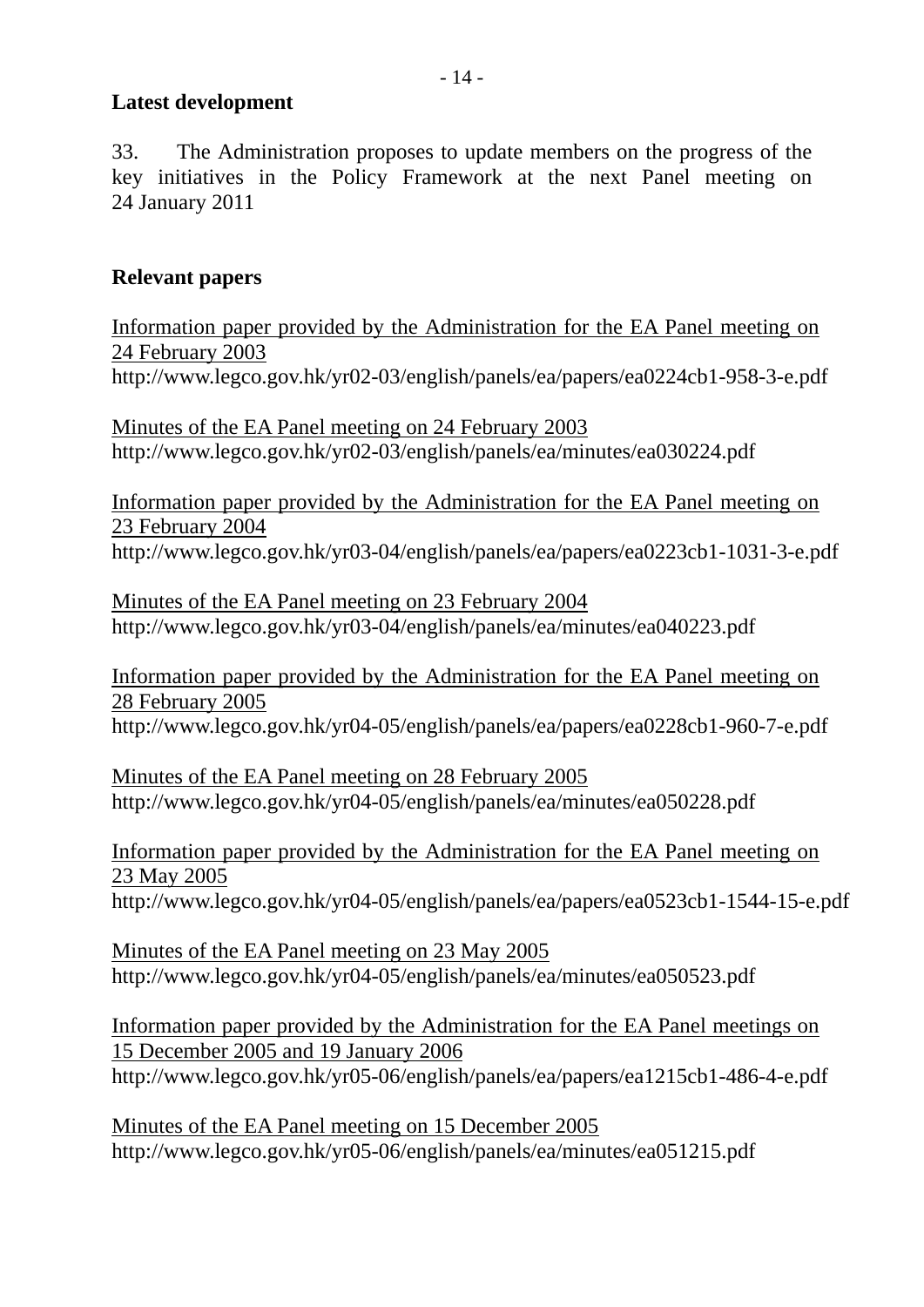**Latest development**

33. The Administration proposes to update members on the progress of the key initiatives in the Policy Framework at the next Panel meeting on 24 January 2011

**Relevant papers**

Information paper provided by the Administration for the EA Panel meeting on 24 February 2003
http://www.legco.gov.hk/yr02-03/english/panels/ea/papers/ea0224cb1-958-3-e.pdf

Minutes of the EA Panel meeting on 24 February 2003
http://www.legco.gov.hk/yr02-03/english/panels/ea/minutes/ea030224.pdf

Information paper provided by the Administration for the EA Panel meeting on 23 February 2004
http://www.legco.gov.hk/yr03-04/english/panels/ea/papers/ea0223cb1-1031-3-e.pdf

Minutes of the EA Panel meeting on 23 February 2004
http://www.legco.gov.hk/yr03-04/english/panels/ea/minutes/ea040223.pdf

Information paper provided by the Administration for the EA Panel meeting on 28 February 2005
http://www.legco.gov.hk/yr04-05/english/panels/ea/papers/ea0228cb1-960-7-e.pdf

Minutes of the EA Panel meeting on 28 February 2005
http://www.legco.gov.hk/yr04-05/english/panels/ea/minutes/ea050228.pdf

Information paper provided by the Administration for the EA Panel meeting on 23 May 2005
http://www.legco.gov.hk/yr04-05/english/panels/ea/papers/ea0523cb1-1544-15-e.pdf

Minutes of the EA Panel meeting on 23 May 2005
http://www.legco.gov.hk/yr04-05/english/panels/ea/minutes/ea050523.pdf

Information paper provided by the Administration for the EA Panel meetings on 15 December 2005 and 19 January 2006
http://www.legco.gov.hk/yr05-06/english/panels/ea/papers/ea1215cb1-486-4-e.pdf

Minutes of the EA Panel meeting on 15 December 2005
http://www.legco.gov.hk/yr05-06/english/panels/ea/minutes/ea051215.pdf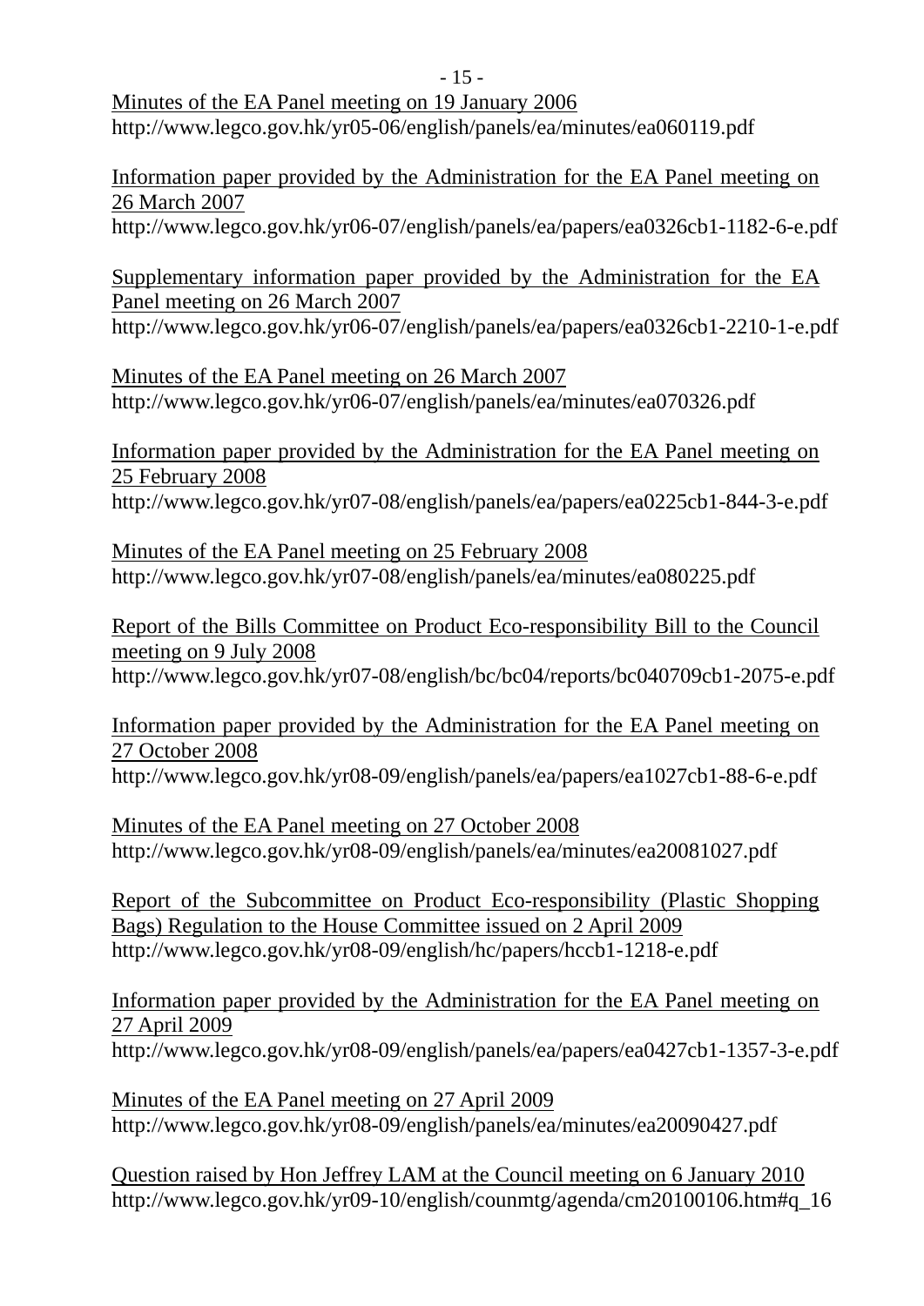Minutes of the EA Panel meeting on 19 January 2006
http://www.legco.gov.hk/yr05-06/english/panels/ea/minutes/ea060119.pdf

Information paper provided by the Administration for the EA Panel meeting on 26 March 2007
http://www.legco.gov.hk/yr06-07/english/panels/ea/papers/ea0326cb1-1182-6-e.pdf

Supplementary information paper provided by the Administration for the EA Panel meeting on 26 March 2007
http://www.legco.gov.hk/yr06-07/english/panels/ea/papers/ea0326cb1-2210-1-e.pdf

Minutes of the EA Panel meeting on 26 March 2007
http://www.legco.gov.hk/yr06-07/english/panels/ea/minutes/ea070326.pdf

Information paper provided by the Administration for the EA Panel meeting on 25 February 2008
http://www.legco.gov.hk/yr07-08/english/panels/ea/papers/ea0225cb1-844-3-e.pdf

Minutes of the EA Panel meeting on 25 February 2008
http://www.legco.gov.hk/yr07-08/english/panels/ea/minutes/ea080225.pdf

Report of the Bills Committee on Product Eco-responsibility Bill to the Council meeting on 9 July 2008
http://www.legco.gov.hk/yr07-08/english/bc/bc04/reports/bc040709cb1-2075-e.pdf

Information paper provided by the Administration for the EA Panel meeting on 27 October 2008
http://www.legco.gov.hk/yr08-09/english/panels/ea/papers/ea1027cb1-88-6-e.pdf

Minutes of the EA Panel meeting on 27 October 2008
http://www.legco.gov.hk/yr08-09/english/panels/ea/minutes/ea20081027.pdf

Report of the Subcommittee on Product Eco-responsibility (Plastic Shopping Bags) Regulation to the House Committee issued on 2 April 2009
http://www.legco.gov.hk/yr08-09/english/hc/papers/hccb1-1218-e.pdf

Information paper provided by the Administration for the EA Panel meeting on 27 April 2009
http://www.legco.gov.hk/yr08-09/english/panels/ea/papers/ea0427cb1-1357-3-e.pdf

Minutes of the EA Panel meeting on 27 April 2009
http://www.legco.gov.hk/yr08-09/english/panels/ea/minutes/ea20090427.pdf

Question raised by Hon Jeffrey LAM at the Council meeting on 6 January 2010
http://www.legco.gov.hk/yr09-10/english/counmtg/agenda/cm20100106.htm#q_16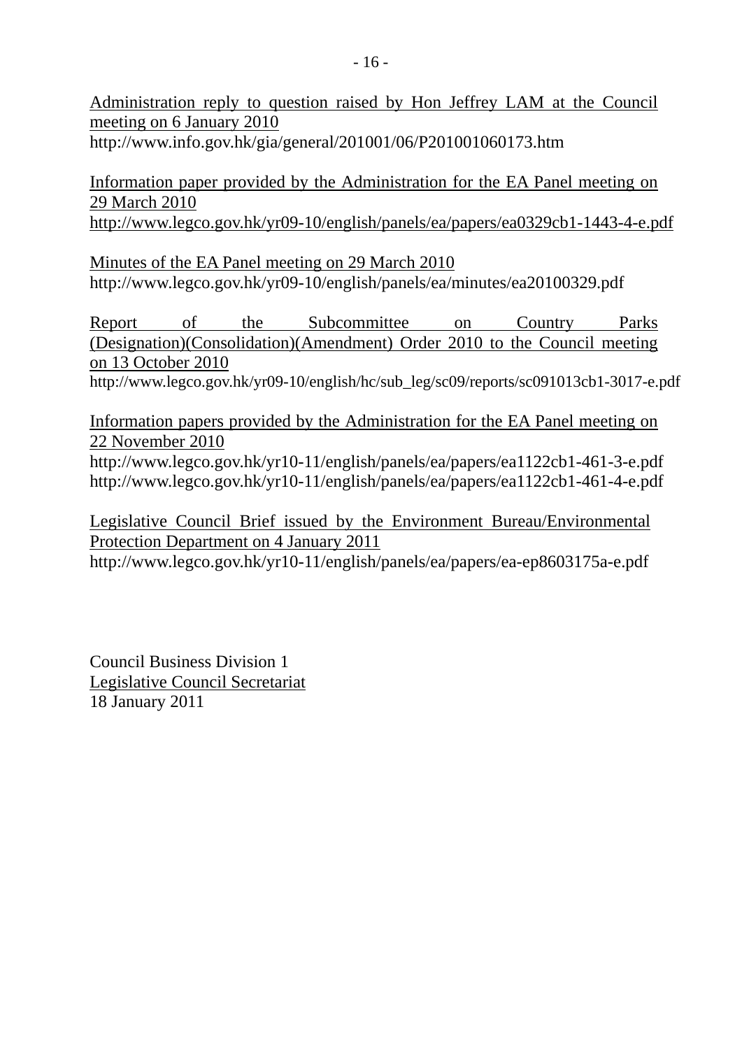Administration reply to question raised by Hon Jeffrey LAM at the Council meeting on 6 January 2010
http://www.info.gov.hk/gia/general/201001/06/P201001060173.htm

Information paper provided by the Administration for the EA Panel meeting on 29 March 2010
http://www.legco.gov.hk/yr09-10/english/panels/ea/papers/ea0329cb1-1443-4-e.pdf

Minutes of the EA Panel meeting on 29 March 2010
http://www.legco.gov.hk/yr09-10/english/panels/ea/minutes/ea20100329.pdf

Report of the Subcommittee on Country Parks (Designation)(Consolidation)(Amendment) Order 2010 to the Council meeting on 13 October 2010
http://www.legco.gov.hk/yr09-10/english/hc/sub_leg/sc09/reports/sc091013cb1-3017-e.pdf

Information papers provided by the Administration for the EA Panel meeting on 22 November 2010
http://www.legco.gov.hk/yr10-11/english/panels/ea/papers/ea1122cb1-461-3-e.pdf
http://www.legco.gov.hk/yr10-11/english/panels/ea/papers/ea1122cb1-461-4-e.pdf

Legislative Council Brief issued by the Environment Bureau/Environmental Protection Department on 4 January 2011
http://www.legco.gov.hk/yr10-11/english/panels/ea/papers/ea-ep8603175a-e.pdf

Council Business Division 1
Legislative Council Secretariat
18 January 2011